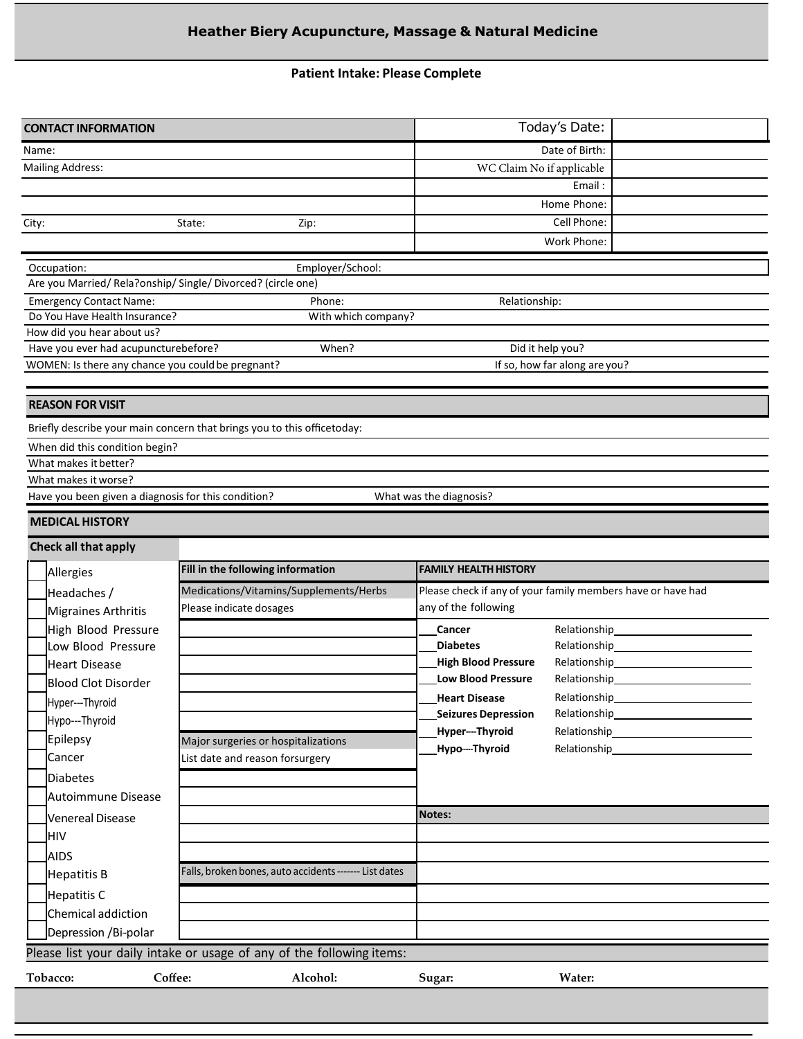# Heather Biery Acupuncture, Massage & Natural Medicine

## Patient Intake: Please Complete

| CONTACT INFORMATION | | | Today's Date: | |
|---|---|---|---|---|
| Name: | | | Date of Birth: | |
| Mailing Address: | | | WC Claim No if applicable | |
| | | | Email : | |
| | | | Home Phone: | |
| City: | State: | Zip: | Cell Phone: | |
| | | | Work Phone: | |

Occupation: Employer/School:

Are you Married/ Rela?onship/ Single/ Divorced? (circle one)

Emergency Contact Name: Phone: Relationship:

Do You Have Health Insurance? With which company?

How did you hear about us?

Have you ever had acupuncturebefore? When? Did it help you?

WOMEN: Is there any chance you could be pregnant? If so, how far along are you?

## REASON FOR VISIT

Briefly describe your main concern that brings you to this officetoday:

When did this condition begin?

What makes it better?

What makes it worse?

Have you been given a diagnosis for this condition? What was the diagnosis?

## MEDICAL HISTORY

| Check all that apply | Fill in the following information | FAMILY HEALTH HISTORY |
|---|---|---|
| [ ] Allergies | Medications/Vitamins/Supplements/Herbs | Please check if any of your family members have or have had |
| [ ] Headaches / | Please indicate dosages | any of the following |
| [ ] Migraines Arthritis | | |
| [ ] High Blood Pressure | | ___ **Cancer** Relationship___________ |
| [ ] Low Blood Pressure | | ___ **Diabetes** Relationship___________ |
| [ ] Heart Disease | | ___ **High Blood Pressure** Relationship___________ |
| [ ] Blood Clot Disorder | | ___ **Low Blood Pressure** Relationship___________ |
| [ ] Hyper---Thyroid | | ___ **Heart Disease** Relationship___________ |
| [ ] Hypo---Thyroid | | ___ **Seizures Depression** Relationship___________ |
| [ ] Epilepsy | Major surgeries or hospitalizations | ___ **Hyper----Thyroid** Relationship___________ |
| [ ] Cancer | List date and reason forsurgery | ___ **Hypo----Thyroid** Relationship___________ |
| [ ] Diabetes | | |
| [ ] Autoimmune Disease | | |
| [ ] Venereal Disease | | **Notes:** |
| [ ] HIV | | |
| [ ] AIDS | | |
| [ ] Hepatitis B | Falls, broken bones, auto accidents ------- List dates | |
| [ ] Hepatitis C | | |
| [ ] Chemical addiction | | |
| [ ] Depression /Bi-polar | | |

Please list your daily intake or usage of any of the following items:

**Tobacco:** **Coffee:** **Alcohol:** **Sugar:** **Water:**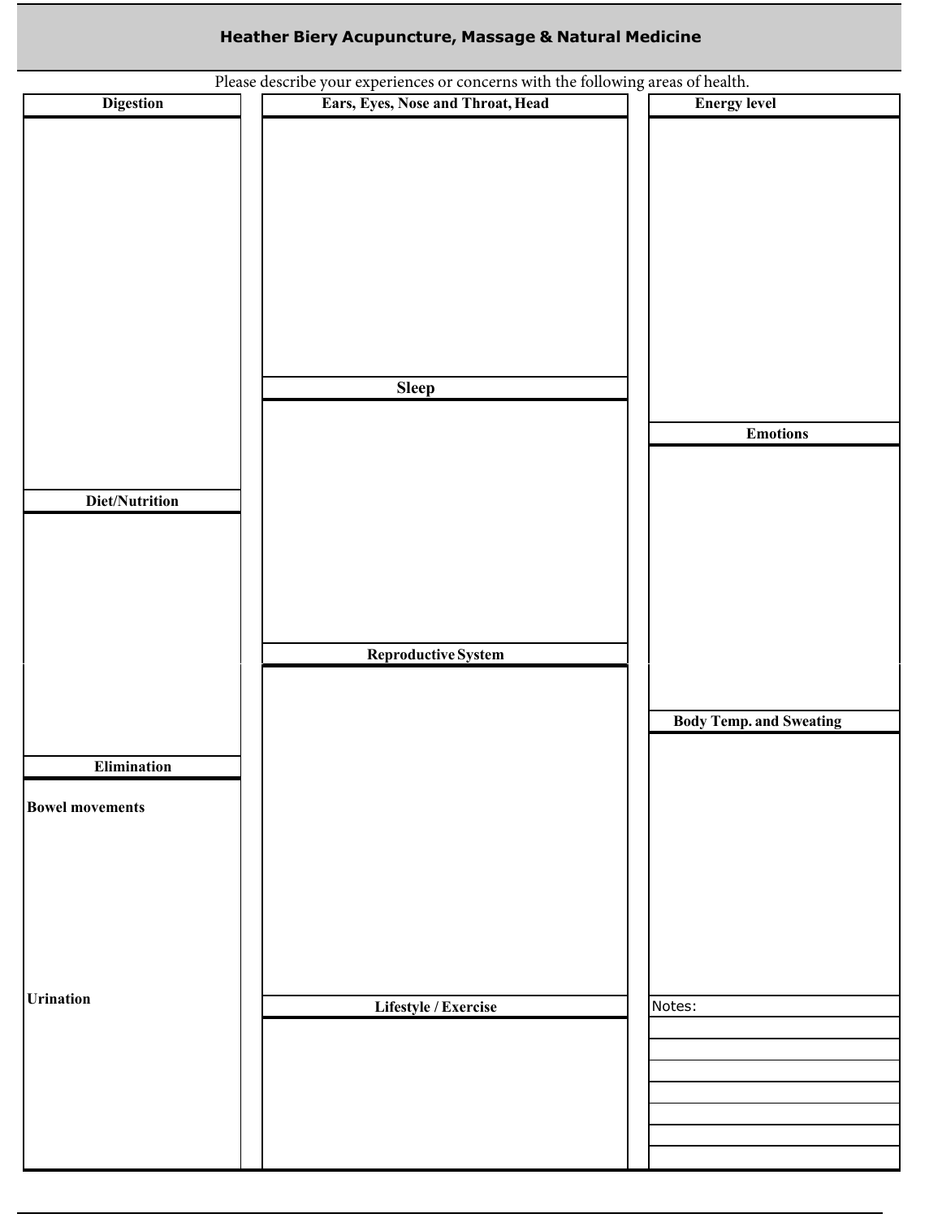# Heather Biery Acupuncture, Massage & Natural Medicine

Please describe your experiences or concerns with the following areas of health.

**Digestion**

**Diet/Nutrition**

**Elimination**

**Bowel movements**

**Urination**

**Ears, Eyes, Nose and Throat, Head**

**Sleep**

**Reproductive System**

**Lifestyle / Exercise**

**Energy level**

**Emotions**

**Body Temp. and Sweating**

Notes: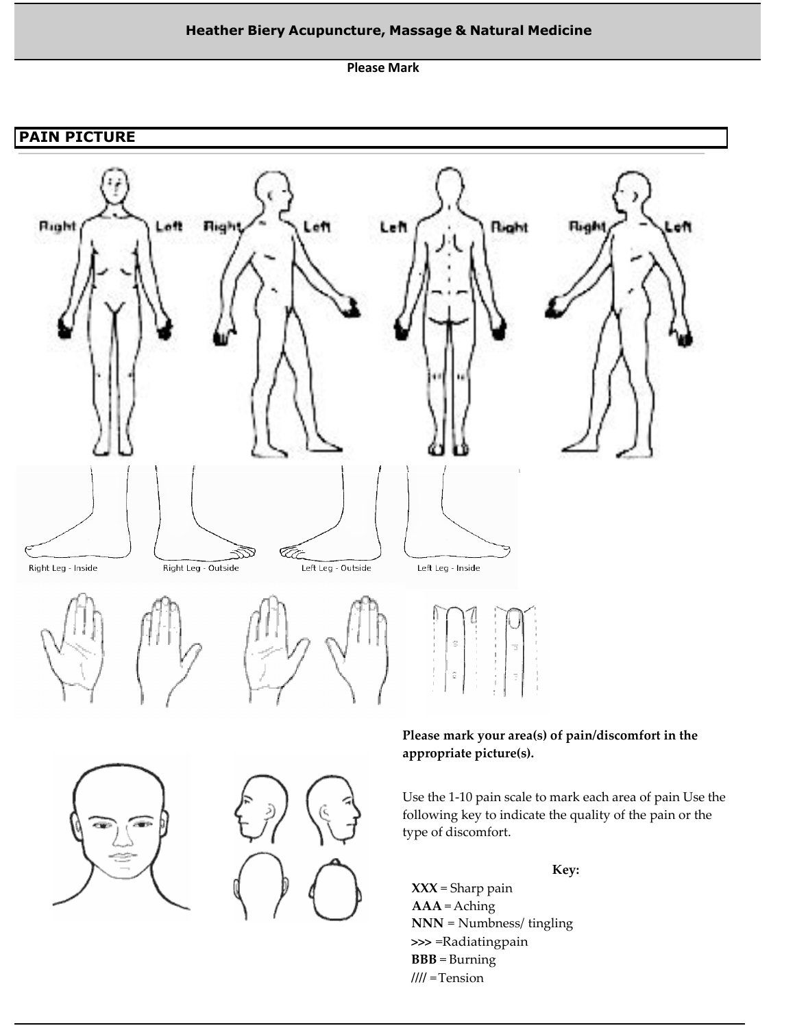**Heather Biery Acupuncture, Massage & Natural Medicine**

**Please Mark**

## PAIN PICTURE

Right Left Right Left Left Right Right Left

Right Leg - Inside Right Leg - Outside Left Leg - Outside Left Leg - Inside

**Please mark your area(s) of pain/discomfort in the appropriate picture(s).**

Use the 1-10 pain scale to mark each area of pain Use the following key to indicate the quality of the pain or the type of discomfort.

**Key:**

**XXX** = Sharp pain
**AAA** = Aching
**NNN** = Numbness/ tingling
**>>>** =Radiatingpain
**BBB** = Burning
**////** =Tension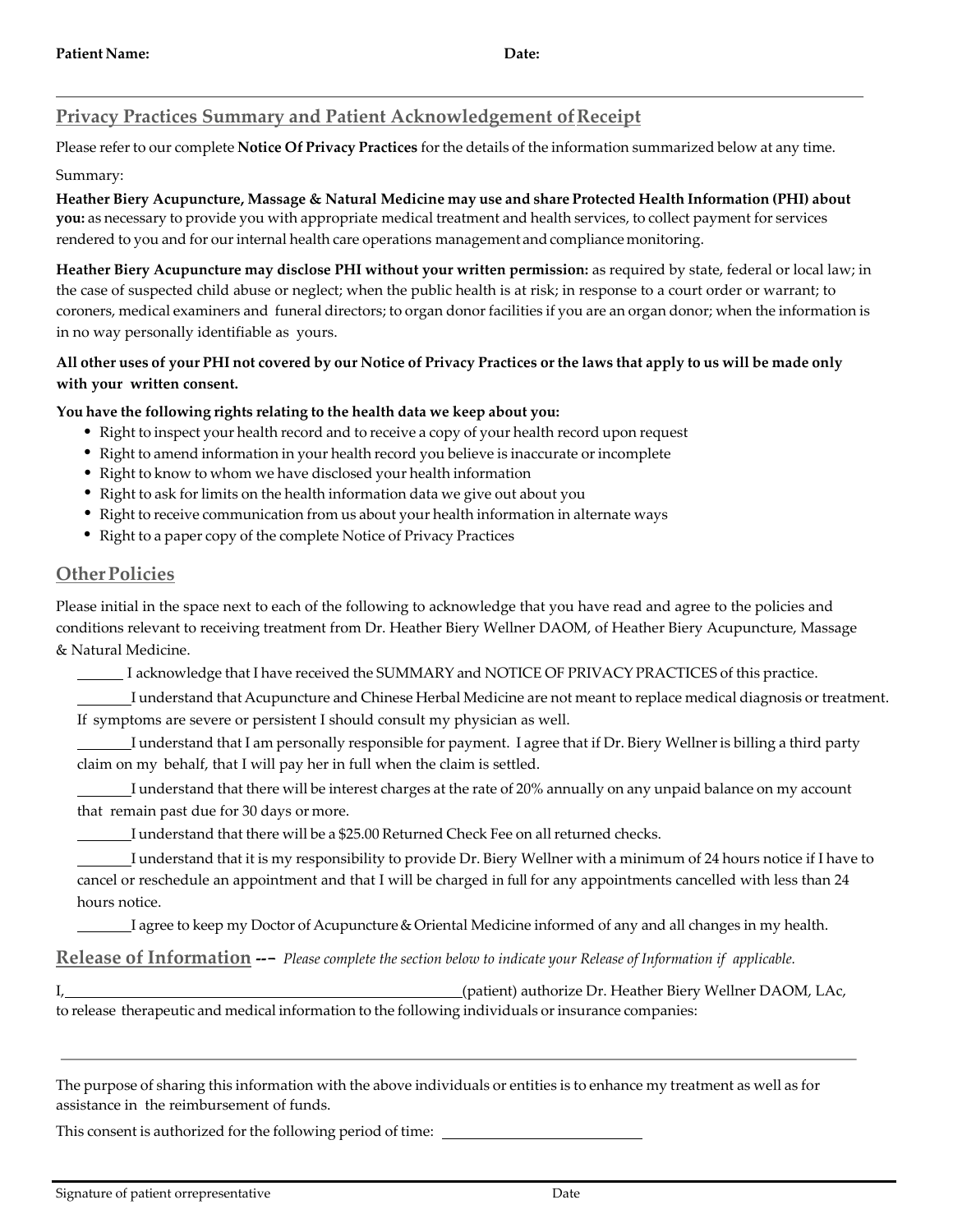**Patient Name:** **Date:**

---

## Privacy Practices Summary and Patient Acknowledgement of Receipt

Please refer to our complete **Notice Of Privacy Practices** for the details of the information summarized below at any time.

Summary:

**Heather Biery Acupuncture, Massage & Natural Medicine may use and share Protected Health Information (PHI) about you:** as necessary to provide you with appropriate medical treatment and health services, to collect payment for services rendered to you and for our internal health care operations management and compliance monitoring.

**Heather Biery Acupuncture may disclose PHI without your written permission:** as required by state, federal or local law; in the case of suspected child abuse or neglect; when the public health is at risk; in response to a court order or warrant; to coroners, medical examiners and funeral directors; to organ donor facilities if you are an organ donor; when the information is in no way personally identifiable as yours.

**All other uses of your PHI not covered by our Notice of Privacy Practices or the laws that apply to us will be made only with your written consent.**

**You have the following rights relating to the health data we keep about you:**

- Right to inspect your health record and to receive a copy of your health record upon request
- Right to amend information in your health record you believe is inaccurate or incomplete
- Right to know to whom we have disclosed your health information
- Right to ask for limits on the health information data we give out about you
- Right to receive communication from us about your health information in alternate ways
- Right to a paper copy of the complete Notice of Privacy Practices

## Other Policies

Please initial in the space next to each of the following to acknowledge that you have read and agree to the policies and conditions relevant to receiving treatment from Dr. Heather Biery Wellner DAOM, of Heather Biery Acupuncture, Massage & Natural Medicine.

______ I acknowledge that I have received the SUMMARY and NOTICE OF PRIVACY PRACTICES of this practice.

______ I understand that Acupuncture and Chinese Herbal Medicine are not meant to replace medical diagnosis or treatment. If symptoms are severe or persistent I should consult my physician as well.

______ I understand that I am personally responsible for payment. I agree that if Dr. Biery Wellner is billing a third party claim on my behalf, that I will pay her in full when the claim is settled.

______ I understand that there will be interest charges at the rate of 20% annually on any unpaid balance on my account that remain past due for 30 days or more.

______ I understand that there will be a $25.00 Returned Check Fee on all returned checks.

______ I understand that it is my responsibility to provide Dr. Biery Wellner with a minimum of 24 hours notice if I have to cancel or reschedule an appointment and that I will be charged in full for any appointments cancelled with less than 24 hours notice.

______ I agree to keep my Doctor of Acupuncture & Oriental Medicine informed of any and all changes in my health.

## Release of Information --– *Please complete the section below to indicate your Release of Information if applicable.*

I, ______________________________________________ (patient) authorize Dr. Heather Biery Wellner DAOM, LAc, to release therapeutic and medical information to the following individuals or insurance companies:

______________________________________________________________________________

The purpose of sharing this information with the above individuals or entities is to enhance my treatment as well as for assistance in the reimbursement of funds.

This consent is authorized for the following period of time: ______________________

---

Signature of patient or representative Date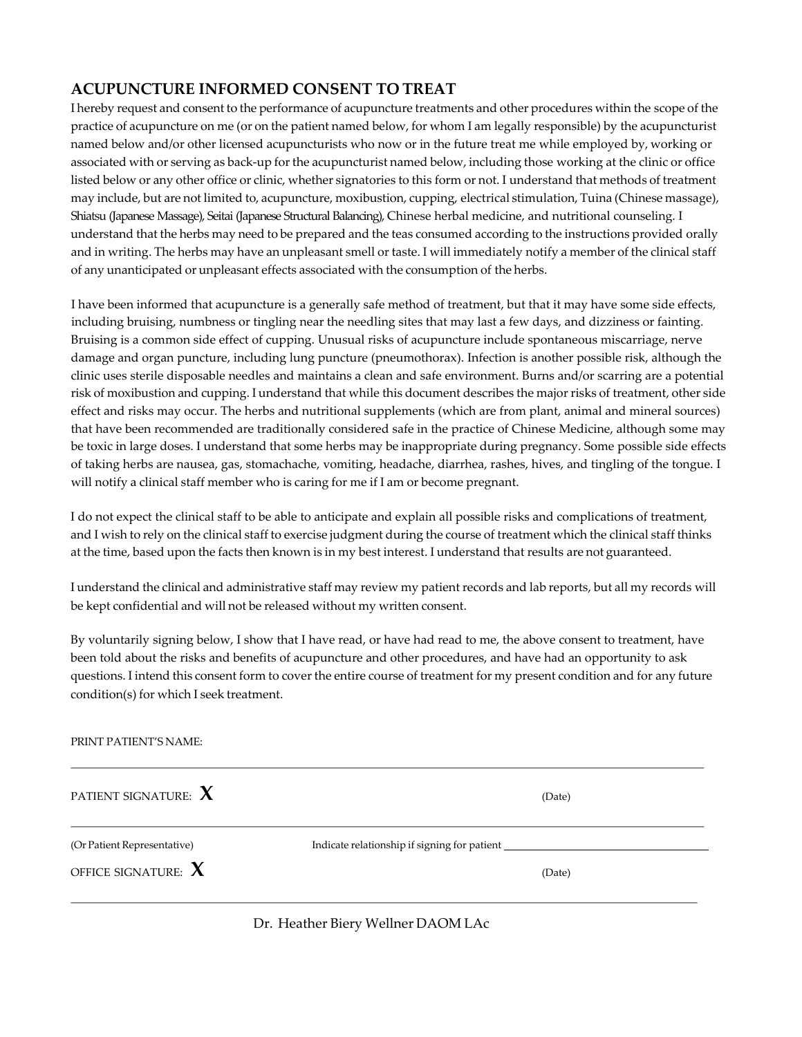## ACUPUNCTURE INFORMED CONSENT TO TREAT

I hereby request and consent to the performance of acupuncture treatments and other procedures within the scope of the practice of acupuncture on me (or on the patient named below, for whom I am legally responsible) by the acupuncturist named below and/or other licensed acupuncturists who now or in the future treat me while employed by, working or associated with or serving as back-up for the acupuncturist named below, including those working at the clinic or office listed below or any other office or clinic, whether signatories to this form or not. I understand that methods of treatment may include, but are not limited to, acupuncture, moxibustion, cupping, electrical stimulation, Tuina (Chinese massage), Shiatsu (Japanese Massage), Seitai (Japanese Structural Balancing), Chinese herbal medicine, and nutritional counseling. I understand that the herbs may need to be prepared and the teas consumed according to the instructions provided orally and in writing. The herbs may have an unpleasant smell or taste. I will immediately notify a member of the clinical staff of any unanticipated or unpleasant effects associated with the consumption of the herbs.

I have been informed that acupuncture is a generally safe method of treatment, but that it may have some side effects, including bruising, numbness or tingling near the needling sites that may last a few days, and dizziness or fainting. Bruising is a common side effect of cupping. Unusual risks of acupuncture include spontaneous miscarriage, nerve damage and organ puncture, including lung puncture (pneumothorax). Infection is another possible risk, although the clinic uses sterile disposable needles and maintains a clean and safe environment. Burns and/or scarring are a potential risk of moxibustion and cupping. I understand that while this document describes the major risks of treatment, other side effect and risks may occur. The herbs and nutritional supplements (which are from plant, animal and mineral sources) that have been recommended are traditionally considered safe in the practice of Chinese Medicine, although some may be toxic in large doses. I understand that some herbs may be inappropriate during pregnancy. Some possible side effects of taking herbs are nausea, gas, stomachache, vomiting, headache, diarrhea, rashes, hives, and tingling of the tongue. I will notify a clinical staff member who is caring for me if I am or become pregnant.

I do not expect the clinical staff to be able to anticipate and explain all possible risks and complications of treatment, and I wish to rely on the clinical staff to exercise judgment during the course of treatment which the clinical staff thinks at the time, based upon the facts then known is in my best interest. I understand that results are not guaranteed.

I understand the clinical and administrative staff may review my patient records and lab reports, but all my records will be kept confidential and will not be released without my written consent.

By voluntarily signing below, I show that I have read, or have had read to me, the above consent to treatment, have been told about the risks and benefits of acupuncture and other procedures, and have had an opportunity to ask questions. I intend this consent form to cover the entire course of treatment for my present condition and for any future condition(s) for which I seek treatment.

PRINT PATIENT'S NAME:

_______________________________________________

PATIENT SIGNATURE: **X** (Date)

_______________________________________________

(Or Patient Representative) Indicate relationship if signing for patient ______________________

OFFICE SIGNATURE: **X** (Date)

_______________________________________________

Dr. Heather Biery Wellner DAOM LAc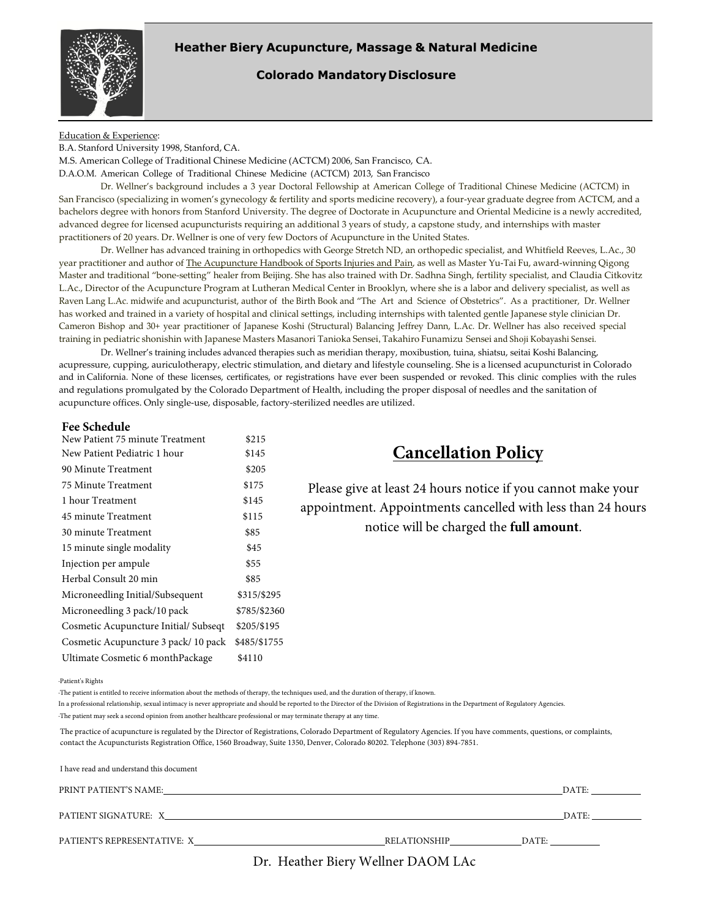# Heather Biery Acupuncture, Massage & Natural Medicine

## Colorado Mandatory Disclosure

Education & Experience:

B.A. Stanford University 1998, Stanford, CA.

M.S. American College of Traditional Chinese Medicine (ACTCM) 2006, San Francisco, CA.

D.A.O.M. American College of Traditional Chinese Medicine (ACTCM) 2013, San Francisco

Dr. Wellner's background includes a 3 year Doctoral Fellowship at American College of Traditional Chinese Medicine (ACTCM) in San Francisco (specializing in women's gynecology & fertility and sports medicine recovery), a four-year graduate degree from ACTCM, and a bachelors degree with honors from Stanford University. The degree of Doctorate in Acupuncture and Oriental Medicine is a newly accredited, advanced degree for licensed acupuncturists requiring an additional 3 years of study, a capstone study, and internships with master practitioners of 20 years. Dr. Wellner is one of very few Doctors of Acupuncture in the United States.

Dr. Wellner has advanced training in orthopedics with George Stretch ND, an orthopedic specialist, and Whitfield Reeves, L.Ac., 30 year practitioner and author of The Acupuncture Handbook of Sports Injuries and Pain, as well as Master Yu-Tai Fu, award-winning Qigong Master and traditional "bone-setting" healer from Beijing. She has also trained with Dr. Sadhna Singh, fertility specialist, and Claudia Citkovitz L.Ac., Director of the Acupuncture Program at Lutheran Medical Center in Brooklyn, where she is a labor and delivery specialist, as well as Raven Lang L.Ac. midwife and acupuncturist, author of the Birth Book and "The Art and Science of Obstetrics". As a practitioner, Dr. Wellner has worked and trained in a variety of hospital and clinical settings, including internships with talented gentle Japanese style clinician Dr. Cameron Bishop and 30+ year practitioner of Japanese Koshi (Structural) Balancing Jeffrey Dann, L.Ac. Dr. Wellner has also received special training in pediatric shonishin with Japanese Masters Masanori Tanioka Sensei, Takahiro Funamizu Sensei and Shoji Kobayashi Sensei.

Dr. Wellner's training includes advanced therapies such as meridian therapy, moxibustion, tuina, shiatsu, seitai Koshi Balancing, acupressure, cupping, auriculotherapy, electric stimulation, and dietary and lifestyle counseling. She is a licensed acupuncturist in Colorado and in California. None of these licenses, certificates, or registrations have ever been suspended or revoked. This clinic complies with the rules and regulations promulgated by the Colorado Department of Health, including the proper disposal of needles and the sanitation of acupuncture offices. Only single-use, disposable, factory-sterilized needles are utilized.

### Fee Schedule

| | |
|---|---|
| New Patient 75 minute Treatment | $215 |
| New Patient Pediatric 1 hour | $145 |
| 90 Minute Treatment | $205 |
| 75 Minute Treatment | $175 |
| 1 hour Treatment | $145 |
| 45 minute Treatment | $115 |
| 30 minute Treatment | $85 |
| 15 minute single modality | $45 |
| Injection per ampule | $55 |
| Herbal Consult 20 min | $85 |
| Microneedling Initial/Subsequent | $315/$295 |
| Microneedling 3 pack/10 pack | $785/$2360 |
| Cosmetic Acupuncture Initial/ Subseqt | $205/$195 |
| Cosmetic Acupuncture 3 pack/ 10 pack | $485/$1755 |
| Ultimate Cosmetic 6 monthPackage | $4110 |

## Cancellation Policy

Please give at least 24 hours notice if you cannot make your appointment. Appointments cancelled with less than 24 hours notice will be charged the **full amount**.

·Patient's Rights

·The patient is entitled to receive information about the methods of therapy, the techniques used, and the duration of therapy, if known.

In a professional relationship, sexual intimacy is never appropriate and should be reported to the Director of the Division of Registrations in the Department of Regulatory Agencies.

·The patient may seek a second opinion from another healthcare professional or may terminate therapy at any time.

The practice of acupuncture is regulated by the Director of Registrations, Colorado Department of Regulatory Agencies. If you have comments, questions, or complaints, contact the Acupuncturists Registration Office, 1560 Broadway, Suite 1350, Denver, Colorado 80202. Telephone (303) 894-7851.

I have read and understand this document

PRINT PATIENT'S NAME:______________________________ DATE: __________

PATIENT SIGNATURE: X______________________________ DATE: __________

PATIENT'S REPRESENTATIVE: X____________________ RELATIONSHIP__________ DATE: __________

Dr. Heather Biery Wellner DAOM LAc